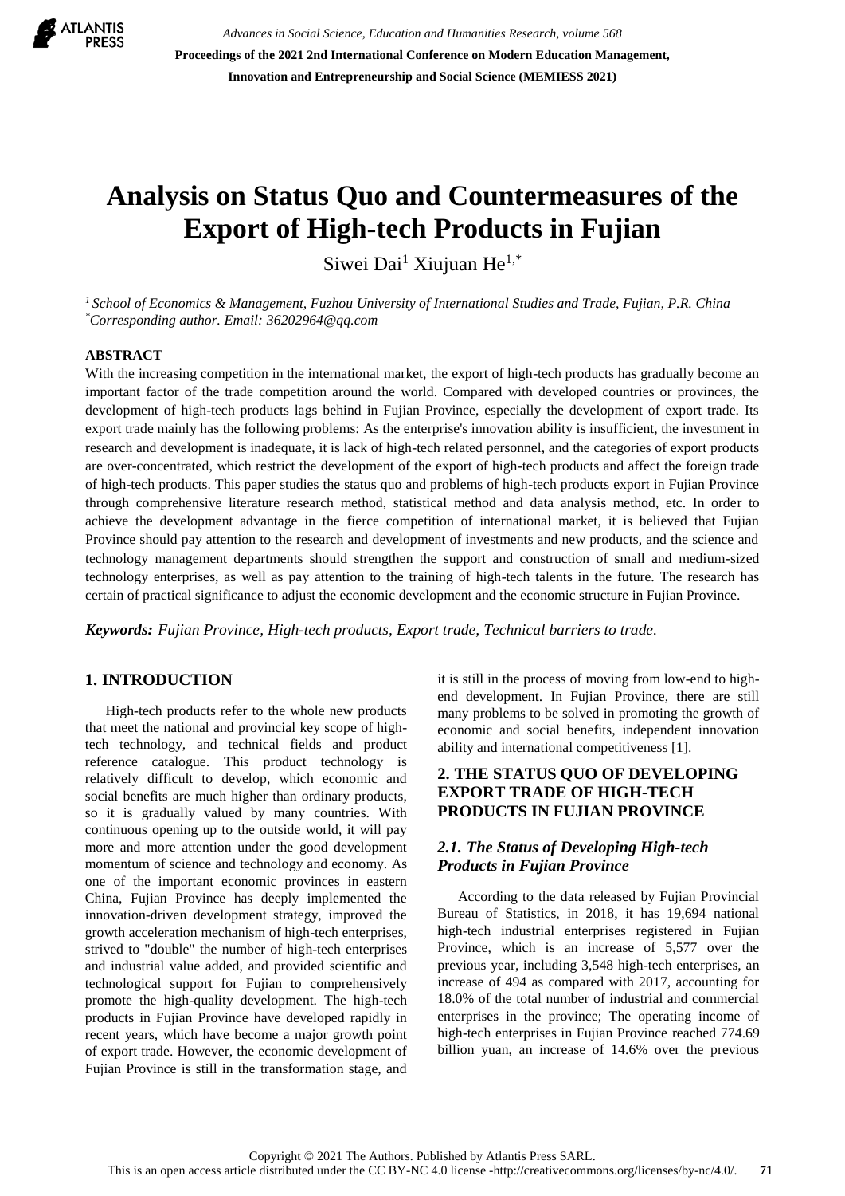# Analysis on Status Quo and Countermeasures of the Export of High-tech Products in Fujian

Siwei Dai[1] Xiujuan He[1,*]

[1] *School of Economics & Management, Fuzhou University of International Studies and Trade, Fujian, P.R. China*
[*] *Corresponding author. Email: 36202964@qq.com*

## ABSTRACT

With the increasing competition in the international market, the export of high-tech products has gradually become an important factor of the trade competition around the world. Compared with developed countries or provinces, the development of high-tech products lags behind in Fujian Province, especially the development of export trade. Its export trade mainly has the following problems: As the enterprise's innovation ability is insufficient, the investment in research and development is inadequate, it is lack of high-tech related personnel, and the categories of export products are over-concentrated, which restrict the development of the export of high-tech products and affect the foreign trade of high-tech products. This paper studies the status quo and problems of high-tech products export in Fujian Province through comprehensive literature research method, statistical method and data analysis method, etc. In order to achieve the development advantage in the fierce competition of international market, it is believed that Fujian Province should pay attention to the research and development of investments and new products, and the science and technology management departments should strengthen the support and construction of small and medium-sized technology enterprises, as well as pay attention to the training of high-tech talents in the future. The research has certain of practical significance to adjust the economic development and the economic structure in Fujian Province.

***Keywords:*** *Fujian Province, High-tech products, Export trade, Technical barriers to trade.*

## 1. INTRODUCTION

High-tech products refer to the whole new products that meet the national and provincial key scope of high-tech technology, and technical fields and product reference catalogue. This product technology is relatively difficult to develop, which economic and social benefits are much higher than ordinary products, so it is gradually valued by many countries. With continuous opening up to the outside world, it will pay more and more attention under the good development momentum of science and technology and economy. As one of the important economic provinces in eastern China, Fujian Province has deeply implemented the innovation-driven development strategy, improved the growth acceleration mechanism of high-tech enterprises, strived to "double" the number of high-tech enterprises and industrial value added, and provided scientific and technological support for Fujian to comprehensively promote the high-quality development. The high-tech products in Fujian Province have developed rapidly in recent years, which have become a major growth point of export trade. However, the economic development of Fujian Province is still in the transformation stage, and it is still in the process of moving from low-end to high-end development. In Fujian Province, there are still many problems to be solved in promoting the growth of economic and social benefits, independent innovation ability and international competitiveness [1].

## 2. THE STATUS QUO OF DEVELOPING EXPORT TRADE OF HIGH-TECH PRODUCTS IN FUJIAN PROVINCE

### *2.1. The Status of Developing High-tech Products in Fujian Province*

According to the data released by Fujian Provincial Bureau of Statistics, in 2018, it has 19,694 national high-tech industrial enterprises registered in Fujian Province, which is an increase of 5,577 over the previous year, including 3,548 high-tech enterprises, an increase of 494 as compared with 2017, accounting for 18.0% of the total number of industrial and commercial enterprises in the province; The operating income of high-tech enterprises in Fujian Province reached 774.69 billion yuan, an increase of 14.6% over the previous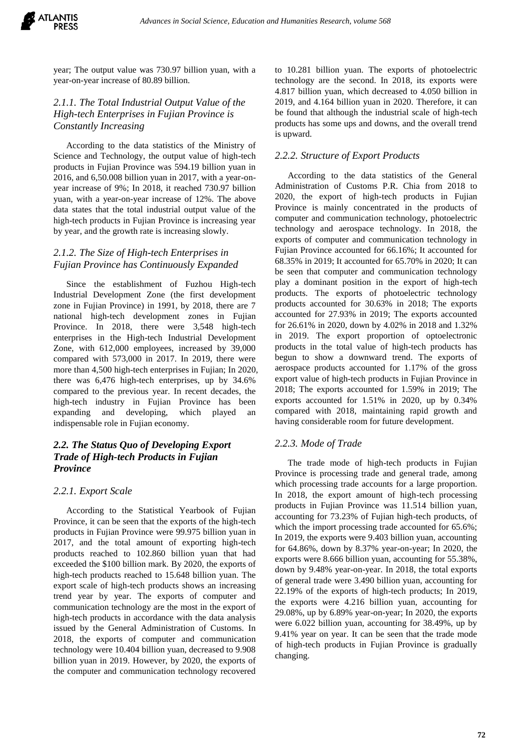year; The output value was 730.97 billion yuan, with a year-on-year increase of 80.89 billion.

### 2.1.1. The Total Industrial Output Value of the High-tech Enterprises in Fujian Province is Constantly Increasing

According to the data statistics of the Ministry of Science and Technology, the output value of high-tech products in Fujian Province was 594.19 billion yuan in 2016, and 6,50.008 billion yuan in 2017, with a year-on-year increase of 9%; In 2018, it reached 730.97 billion yuan, with a year-on-year increase of 12%. The above data states that the total industrial output value of the high-tech products in Fujian Province is increasing year by year, and the growth rate is increasing slowly.

### 2.1.2. The Size of High-tech Enterprises in Fujian Province has Continuously Expanded

Since the establishment of Fuzhou High-tech Industrial Development Zone (the first development zone in Fujian Province) in 1991, by 2018, there are 7 national high-tech development zones in Fujian Province. In 2018, there were 3,548 high-tech enterprises in the High-tech Industrial Development Zone, with 612,000 employees, increased by 39,000 compared with 573,000 in 2017. In 2019, there were more than 4,500 high-tech enterprises in Fujian; In 2020, there was 6,476 high-tech enterprises, up by 34.6% compared to the previous year. In recent decades, the high-tech industry in Fujian Province has been expanding and developing, which played an indispensable role in Fujian economy.

## 2.2. The Status Quo of Developing Export Trade of High-tech Products in Fujian Province

### 2.2.1. Export Scale

According to the Statistical Yearbook of Fujian Province, it can be seen that the exports of the high-tech products in Fujian Province were 99.975 billion yuan in 2017, and the total amount of exporting high-tech products reached to 102.860 billion yuan that had exceeded the $100 billion mark. By 2020, the exports of high-tech products reached to 15.648 billion yuan. The export scale of high-tech products shows an increasing trend year by year. The exports of computer and communication technology are the most in the export of high-tech products in accordance with the data analysis issued by the General Administration of Customs. In 2018, the exports of computer and communication technology were 10.404 billion yuan, decreased to 9.908 billion yuan in 2019. However, by 2020, the exports of the computer and communication technology recovered to 10.281 billion yuan. The exports of photoelectric technology are the second. In 2018, its exports were 4.817 billion yuan, which decreased to 4.050 billion in 2019, and 4.164 billion yuan in 2020. Therefore, it can be found that although the industrial scale of high-tech products has some ups and downs, and the overall trend is upward.

### 2.2.2. Structure of Export Products

According to the data statistics of the General Administration of Customs P.R. Chia from 2018 to 2020, the export of high-tech products in Fujian Province is mainly concentrated in the products of computer and communication technology, photoelectric technology and aerospace technology. In 2018, the exports of computer and communication technology in Fujian Province accounted for 66.16%; It accounted for 68.35% in 2019; It accounted for 65.70% in 2020; It can be seen that computer and communication technology play a dominant position in the export of high-tech products. The exports of photoelectric technology products accounted for 30.63% in 2018; The exports accounted for 27.93% in 2019; The exports accounted for 26.61% in 2020, down by 4.02% in 2018 and 1.32% in 2019. The export proportion of optoelectronic products in the total value of high-tech products has begun to show a downward trend. The exports of aerospace products accounted for 1.17% of the gross export value of high-tech products in Fujian Province in 2018; The exports accounted for 1.59% in 2019; The exports accounted for 1.51% in 2020, up by 0.34% compared with 2018, maintaining rapid growth and having considerable room for future development.

### 2.2.3. Mode of Trade

The trade mode of high-tech products in Fujian Province is processing trade and general trade, among which processing trade accounts for a large proportion. In 2018, the export amount of high-tech processing products in Fujian Province was 11.514 billion yuan, accounting for 73.23% of Fujian high-tech products, of which the import processing trade accounted for 65.6%; In 2019, the exports were 9.403 billion yuan, accounting for 64.86%, down by 8.37% year-on-year; In 2020, the exports were 8.666 billion yuan, accounting for 55.38%, down by 9.48% year-on-year. In 2018, the total exports of general trade were 3.490 billion yuan, accounting for 22.19% of the exports of high-tech products; In 2019, the exports were 4.216 billion yuan, accounting for 29.08%, up by 6.89% year-on-year; In 2020, the exports were 6.022 billion yuan, accounting for 38.49%, up by 9.41% year on year. It can be seen that the trade mode of high-tech products in Fujian Province is gradually changing.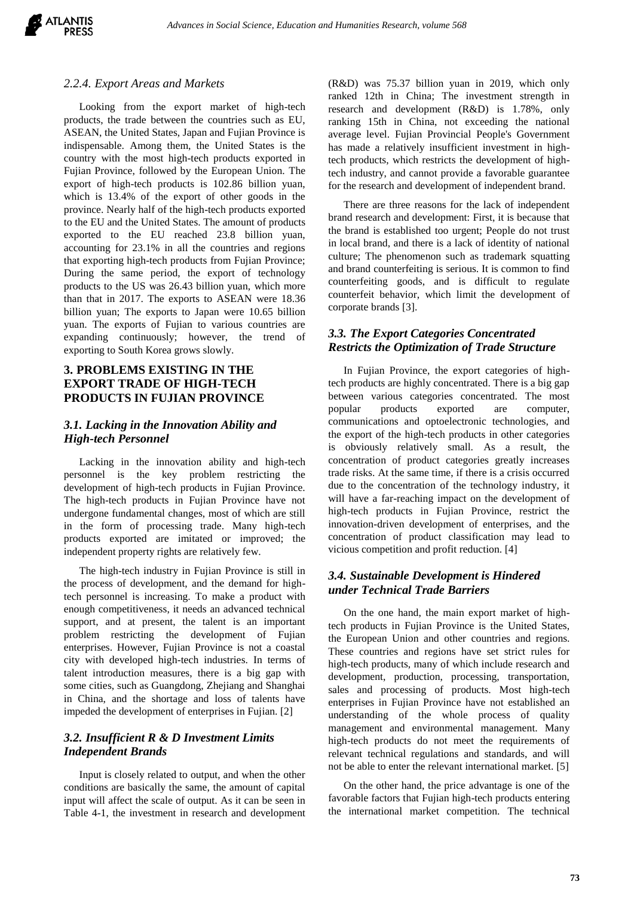### 2.2.4. Export Areas and Markets

Looking from the export market of high-tech products, the trade between the countries such as EU, ASEAN, the United States, Japan and Fujian Province is indispensable. Among them, the United States is the country with the most high-tech products exported in Fujian Province, followed by the European Union. The export of high-tech products is 102.86 billion yuan, which is 13.4% of the export of other goods in the province. Nearly half of the high-tech products exported to the EU and the United States. The amount of products exported to the EU reached 23.8 billion yuan, accounting for 23.1% in all the countries and regions that exporting high-tech products from Fujian Province; During the same period, the export of technology products to the US was 26.43 billion yuan, which more than that in 2017. The exports to ASEAN were 18.36 billion yuan; The exports to Japan were 10.65 billion yuan. The exports of Fujian to various countries are expanding continuously; however, the trend of exporting to South Korea grows slowly.

## 3. PROBLEMS EXISTING IN THE EXPORT TRADE OF HIGH-TECH PRODUCTS IN FUJIAN PROVINCE

### 3.1. Lacking in the Innovation Ability and High-tech Personnel

Lacking in the innovation ability and high-tech personnel is the key problem restricting the development of high-tech products in Fujian Province. The high-tech products in Fujian Province have not undergone fundamental changes, most of which are still in the form of processing trade. Many high-tech products exported are imitated or improved; the independent property rights are relatively few.

The high-tech industry in Fujian Province is still in the process of development, and the demand for high-tech personnel is increasing. To make a product with enough competitiveness, it needs an advanced technical support, and at present, the talent is an important problem restricting the development of Fujian enterprises. However, Fujian Province is not a coastal city with developed high-tech industries. In terms of talent introduction measures, there is a big gap with some cities, such as Guangdong, Zhejiang and Shanghai in China, and the shortage and loss of talents have impeded the development of enterprises in Fujian. [2]

### 3.2. Insufficient R & D Investment Limits Independent Brands

Input is closely related to output, and when the other conditions are basically the same, the amount of capital input will affect the scale of output. As it can be seen in Table 4-1, the investment in research and development (R&D) was 75.37 billion yuan in 2019, which only ranked 12th in China; The investment strength in research and development (R&D) is 1.78%, only ranking 15th in China, not exceeding the national average level. Fujian Provincial People's Government has made a relatively insufficient investment in high-tech products, which restricts the development of high-tech industry, and cannot provide a favorable guarantee for the research and development of independent brand.

There are three reasons for the lack of independent brand research and development: First, it is because that the brand is established too urgent; People do not trust in local brand, and there is a lack of identity of national culture; The phenomenon such as trademark squatting and brand counterfeiting is serious. It is common to find counterfeiting goods, and is difficult to regulate counterfeit behavior, which limit the development of corporate brands [3].

### 3.3. The Export Categories Concentrated Restricts the Optimization of Trade Structure

In Fujian Province, the export categories of high-tech products are highly concentrated. There is a big gap between various categories concentrated. The most popular products exported are computer, communications and optoelectronic technologies, and the export of the high-tech products in other categories is obviously relatively small. As a result, the concentration of product categories greatly increases trade risks. At the same time, if there is a crisis occurred due to the concentration of the technology industry, it will have a far-reaching impact on the development of high-tech products in Fujian Province, restrict the innovation-driven development of enterprises, and the concentration of product classification may lead to vicious competition and profit reduction. [4]

### 3.4. Sustainable Development is Hindered under Technical Trade Barriers

On the one hand, the main export market of high-tech products in Fujian Province is the United States, the European Union and other countries and regions. These countries and regions have set strict rules for high-tech products, many of which include research and development, production, processing, transportation, sales and processing of products. Most high-tech enterprises in Fujian Province have not established an understanding of the whole process of quality management and environmental management. Many high-tech products do not meet the requirements of relevant technical regulations and standards, and will not be able to enter the relevant international market. [5]

On the other hand, the price advantage is one of the favorable factors that Fujian high-tech products entering the international market competition. The technical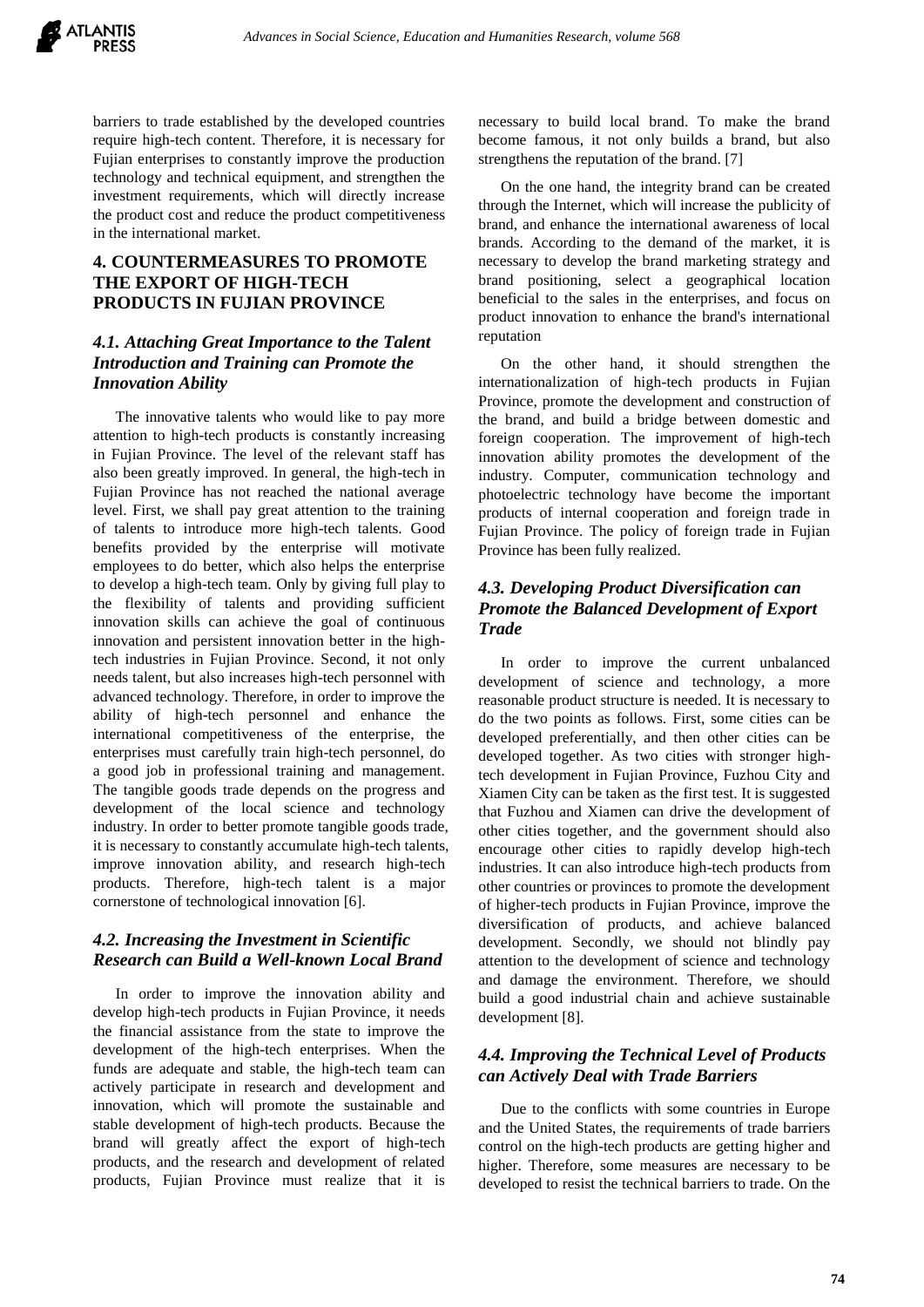barriers to trade established by the developed countries require high-tech content. Therefore, it is necessary for Fujian enterprises to constantly improve the production technology and technical equipment, and strengthen the investment requirements, which will directly increase the product cost and reduce the product competitiveness in the international market.

## 4. COUNTERMEASURES TO PROMOTE THE EXPORT OF HIGH-TECH PRODUCTS IN FUJIAN PROVINCE

### *4.1. Attaching Great Importance to the Talent Introduction and Training can Promote the Innovation Ability*

The innovative talents who would like to pay more attention to high-tech products is constantly increasing in Fujian Province. The level of the relevant staff has also been greatly improved. In general, the high-tech in Fujian Province has not reached the national average level. First, we shall pay great attention to the training of talents to introduce more high-tech talents. Good benefits provided by the enterprise will motivate employees to do better, which also helps the enterprise to develop a high-tech team. Only by giving full play to the flexibility of talents and providing sufficient innovation skills can achieve the goal of continuous innovation and persistent innovation better in the high-tech industries in Fujian Province. Second, it not only needs talent, but also increases high-tech personnel with advanced technology. Therefore, in order to improve the ability of high-tech personnel and enhance the international competitiveness of the enterprise, the enterprises must carefully train high-tech personnel, do a good job in professional training and management. The tangible goods trade depends on the progress and development of the local science and technology industry. In order to better promote tangible goods trade, it is necessary to constantly accumulate high-tech talents, improve innovation ability, and research high-tech products. Therefore, high-tech talent is a major cornerstone of technological innovation [6].

### *4.2. Increasing the Investment in Scientific Research can Build a Well-known Local Brand*

In order to improve the innovation ability and develop high-tech products in Fujian Province, it needs the financial assistance from the state to improve the development of the high-tech enterprises. When the funds are adequate and stable, the high-tech team can actively participate in research and development and innovation, which will promote the sustainable and stable development of high-tech products. Because the brand will greatly affect the export of high-tech products, and the research and development of related products, Fujian Province must realize that it is necessary to build local brand. To make the brand become famous, it not only builds a brand, but also strengthens the reputation of the brand. [7]

On the one hand, the integrity brand can be created through the Internet, which will increase the publicity of brand, and enhance the international awareness of local brands. According to the demand of the market, it is necessary to develop the brand marketing strategy and brand positioning, select a geographical location beneficial to the sales in the enterprises, and focus on product innovation to enhance the brand's international reputation

On the other hand, it should strengthen the internationalization of high-tech products in Fujian Province, promote the development and construction of the brand, and build a bridge between domestic and foreign cooperation. The improvement of high-tech innovation ability promotes the development of the industry. Computer, communication technology and photoelectric technology have become the important products of internal cooperation and foreign trade in Fujian Province. The policy of foreign trade in Fujian Province has been fully realized.

### *4.3. Developing Product Diversification can Promote the Balanced Development of Export Trade*

In order to improve the current unbalanced development of science and technology, a more reasonable product structure is needed. It is necessary to do the two points as follows. First, some cities can be developed preferentially, and then other cities can be developed together. As two cities with stronger high-tech development in Fujian Province, Fuzhou City and Xiamen City can be taken as the first test. It is suggested that Fuzhou and Xiamen can drive the development of other cities together, and the government should also encourage other cities to rapidly develop high-tech industries. It can also introduce high-tech products from other countries or provinces to promote the development of higher-tech products in Fujian Province, improve the diversification of products, and achieve balanced development. Secondly, we should not blindly pay attention to the development of science and technology and damage the environment. Therefore, we should build a good industrial chain and achieve sustainable development [8].

### *4.4. Improving the Technical Level of Products can Actively Deal with Trade Barriers*

Due to the conflicts with some countries in Europe and the United States, the requirements of trade barriers control on the high-tech products are getting higher and higher. Therefore, some measures are necessary to be developed to resist the technical barriers to trade. On the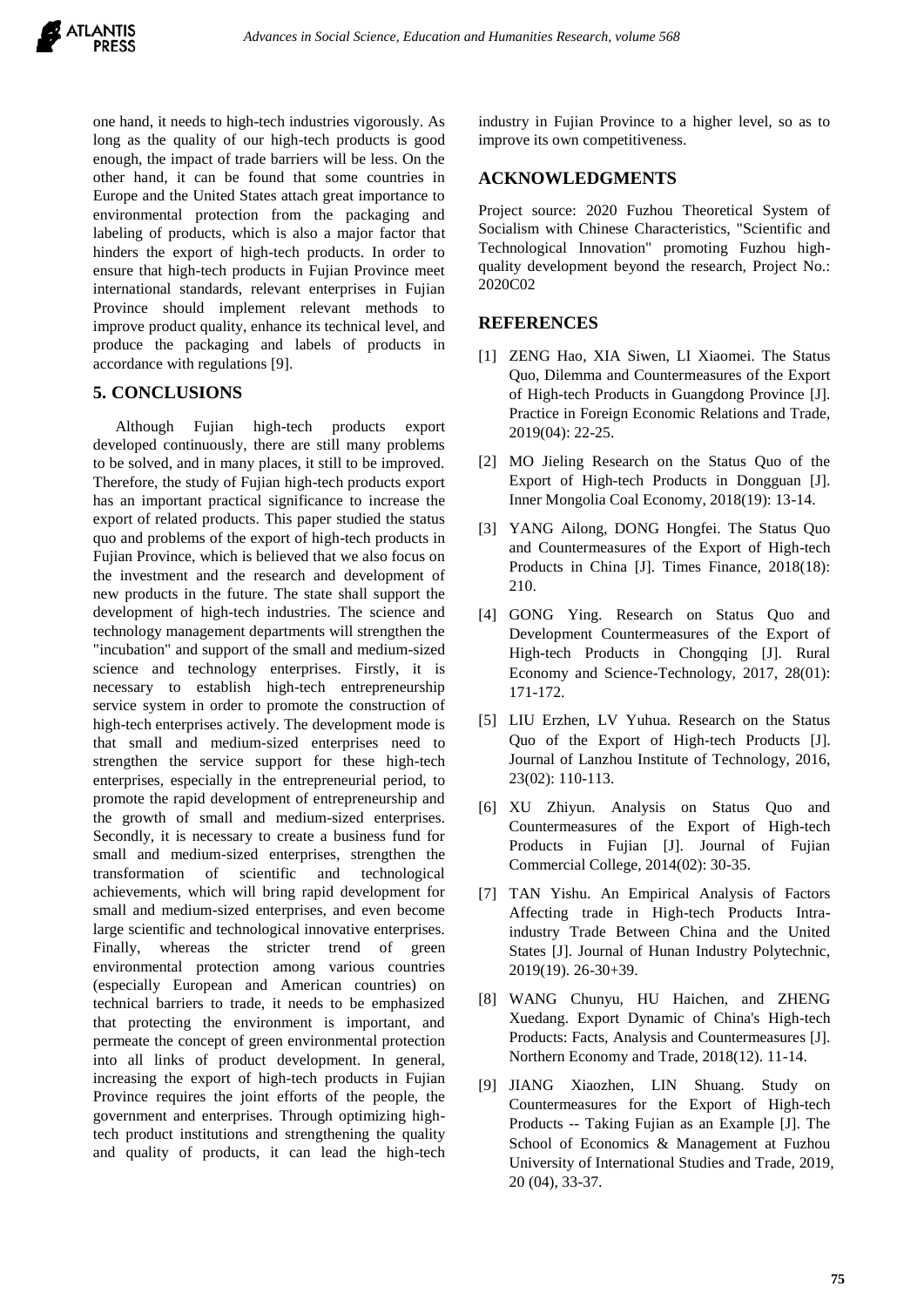one hand, it needs to high-tech industries vigorously. As long as the quality of our high-tech products is good enough, the impact of trade barriers will be less. On the other hand, it can be found that some countries in Europe and the United States attach great importance to environmental protection from the packaging and labeling of products, which is also a major factor that hinders the export of high-tech products. In order to ensure that high-tech products in Fujian Province meet international standards, relevant enterprises in Fujian Province should implement relevant methods to improve product quality, enhance its technical level, and produce the packaging and labels of products in accordance with regulations [9].

## 5. CONCLUSIONS

Although Fujian high-tech products export developed continuously, there are still many problems to be solved, and in many places, it still to be improved. Therefore, the study of Fujian high-tech products export has an important practical significance to increase the export of related products. This paper studied the status quo and problems of the export of high-tech products in Fujian Province, which is believed that we also focus on the investment and the research and development of new products in the future. The state shall support the development of high-tech industries. The science and technology management departments will strengthen the "incubation" and support of the small and medium-sized science and technology enterprises. Firstly, it is necessary to establish high-tech entrepreneurship service system in order to promote the construction of high-tech enterprises actively. The development mode is that small and medium-sized enterprises need to strengthen the service support for these high-tech enterprises, especially in the entrepreneurial period, to promote the rapid development of entrepreneurship and the growth of small and medium-sized enterprises. Secondly, it is necessary to create a business fund for small and medium-sized enterprises, strengthen the transformation of scientific and technological achievements, which will bring rapid development for small and medium-sized enterprises, and even become large scientific and technological innovative enterprises. Finally, whereas the stricter trend of green environmental protection among various countries (especially European and American countries) on technical barriers to trade, it needs to be emphasized that protecting the environment is important, and permeate the concept of green environmental protection into all links of product development. In general, increasing the export of high-tech products in Fujian Province requires the joint efforts of the people, the government and enterprises. Through optimizing high-tech product institutions and strengthening the quality and quality of products, it can lead the high-tech industry in Fujian Province to a higher level, so as to improve its own competitiveness.

## ACKNOWLEDGMENTS

Project source: 2020 Fuzhou Theoretical System of Socialism with Chinese Characteristics, "Scientific and Technological Innovation" promoting Fuzhou high-quality development beyond the research, Project No.: 2020C02

## REFERENCES

[1] ZENG Hao, XIA Siwen, LI Xiaomei. The Status Quo, Dilemma and Countermeasures of the Export of High-tech Products in Guangdong Province [J]. Practice in Foreign Economic Relations and Trade, 2019(04): 22-25.

[2] MO Jieling Research on the Status Quo of the Export of High-tech Products in Dongguan [J]. Inner Mongolia Coal Economy, 2018(19): 13-14.

[3] YANG Ailong, DONG Hongfei. The Status Quo and Countermeasures of the Export of High-tech Products in China [J]. Times Finance, 2018(18): 210.

[4] GONG Ying. Research on Status Quo and Development Countermeasures of the Export of High-tech Products in Chongqing [J]. Rural Economy and Science-Technology, 2017, 28(01): 171-172.

[5] LIU Erzhen, LV Yuhua. Research on the Status Quo of the Export of High-tech Products [J]. Journal of Lanzhou Institute of Technology, 2016, 23(02): 110-113.

[6] XU Zhiyun. Analysis on Status Quo and Countermeasures of the Export of High-tech Products in Fujian [J]. Journal of Fujian Commercial College, 2014(02): 30-35.

[7] TAN Yishu. An Empirical Analysis of Factors Affecting trade in High-tech Products Intra-industry Trade Between China and the United States [J]. Journal of Hunan Industry Polytechnic, 2019(19). 26-30+39.

[8] WANG Chunyu, HU Haichen, and ZHENG Xuedang. Export Dynamic of China's High-tech Products: Facts, Analysis and Countermeasures [J]. Northern Economy and Trade, 2018(12). 11-14.

[9] JIANG Xiaozhen, LIN Shuang. Study on Countermeasures for the Export of High-tech Products -- Taking Fujian as an Example [J]. The School of Economics & Management at Fuzhou University of International Studies and Trade, 2019, 20 (04), 33-37.